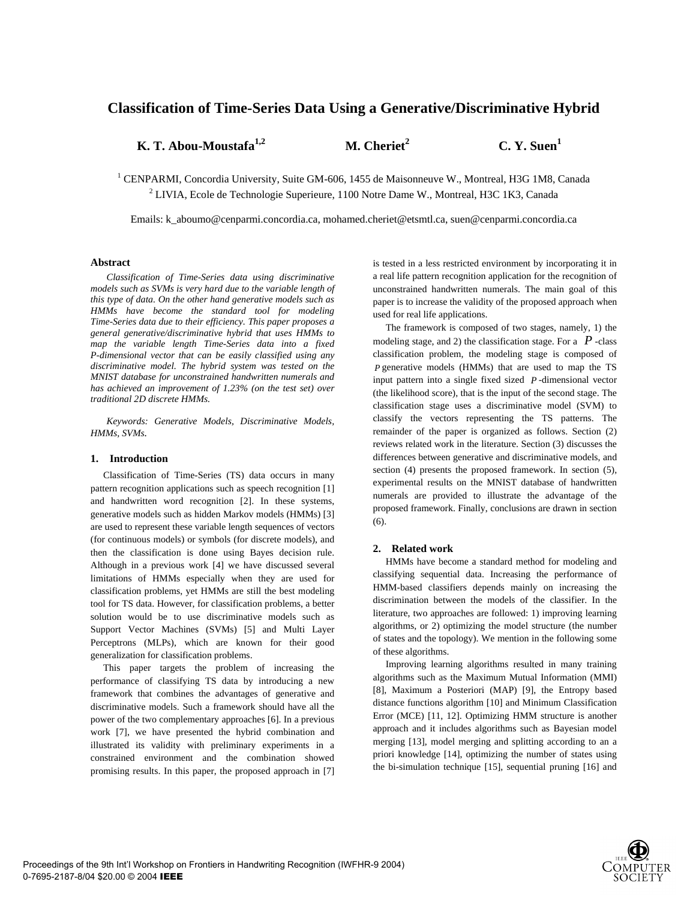# Classification of Time-Series Data Using a Generative/Discriminative Hybrid

**K. T. Abou-Moustafa[1,2]** **M. Cheriet[2]** **C. Y. Suen[1]**

[1] CENPARMI, Concordia University, Suite GM-606, 1455 de Maisonneuve W., Montreal, H3G 1M8, Canada
[2] LIVIA, Ecole de Technologie Superieure, 1100 Notre Dame W., Montreal, H3C 1K3, Canada

Emails: k_aboumo@cenparmi.concordia.ca, mohamed.cheriet@etsmtl.ca, suen@cenparmi.concordia.ca

## Abstract

*Classification of Time-Series data using discriminative models such as SVMs is very hard due to the variable length of this type of data. On the other hand generative models such as HMMs have become the standard tool for modeling Time-Series data due to their efficiency. This paper proposes a general generative/discriminative hybrid that uses HMMs to map the variable length Time-Series data into a fixed P-dimensional vector that can be easily classified using any discriminative model. The hybrid system was tested on the MNIST database for unconstrained handwritten numerals and has achieved an improvement of 1.23% (on the test set) over traditional 2D discrete HMMs.*

*Keywords: Generative Models, Discriminative Models, HMMs, SVMs.*

## 1. Introduction

Classification of Time-Series (TS) data occurs in many pattern recognition applications such as speech recognition [1] and handwritten word recognition [2]. In these systems, generative models such as hidden Markov models (HMMs) [3] are used to represent these variable length sequences of vectors (for continuous models) or symbols (for discrete models), and then the classification is done using Bayes decision rule. Although in a previous work [4] we have discussed several limitations of HMMs especially when they are used for classification problems, yet HMMs are still the best modeling tool for TS data. However, for classification problems, a better solution would be to use discriminative models such as Support Vector Machines (SVMs) [5] and Multi Layer Perceptrons (MLPs), which are known for their good generalization for classification problems.

This paper targets the problem of increasing the performance of classifying TS data by introducing a new framework that combines the advantages of generative and discriminative models. Such a framework should have all the power of the two complementary approaches [6]. In a previous work [7], we have presented the hybrid combination and illustrated its validity with preliminary experiments in a constrained environment and the combination showed promising results. In this paper, the proposed approach in [7] is tested in a less restricted environment by incorporating it in a real life pattern recognition application for the recognition of unconstrained handwritten numerals. The main goal of this paper is to increase the validity of the proposed approach when used for real life applications.

The framework is composed of two stages, namely, 1) the modeling stage, and 2) the classification stage. For a $P$-class classification problem, the modeling stage is composed of $P$ generative models (HMMs) that are used to map the TS input pattern into a single fixed sized $P$-dimensional vector (the likelihood score), that is the input of the second stage. The classification stage uses a discriminative model (SVM) to classify the vectors representing the TS patterns. The remainder of the paper is organized as follows. Section (2) reviews related work in the literature. Section (3) discusses the differences between generative and discriminative models, and section (4) presents the proposed framework. In section (5), experimental results on the MNIST database of handwritten numerals are provided to illustrate the advantage of the proposed framework. Finally, conclusions are drawn in section (6).

## 2. Related work

HMMs have become a standard method for modeling and classifying sequential data. Increasing the performance of HMM-based classifiers depends mainly on increasing the discrimination between the models of the classifier. In the literature, two approaches are followed: 1) improving learning algorithms, or 2) optimizing the model structure (the number of states and the topology). We mention in the following some of these algorithms.

Improving learning algorithms resulted in many training algorithms such as the Maximum Mutual Information (MMI) [8], Maximum a Posteriori (MAP) [9], the Entropy based distance functions algorithm [10] and Minimum Classification Error (MCE) [11, 12]. Optimizing HMM structure is another approach and it includes algorithms such as Bayesian model merging [13], model merging and splitting according to an a priori knowledge [14], optimizing the number of states using the bi-simulation technique [15], sequential pruning [16] and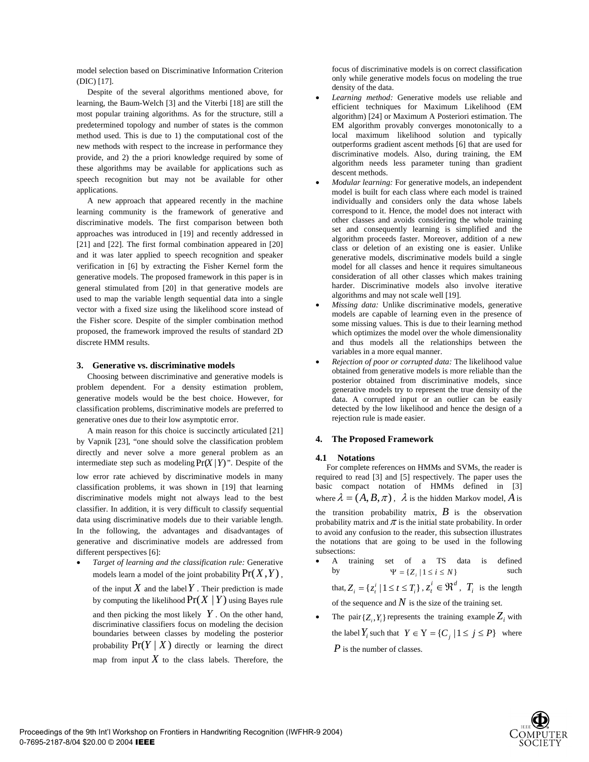model selection based on Discriminative Information Criterion (DIC) [17].

Despite of the several algorithms mentioned above, for learning, the Baum-Welch [3] and the Viterbi [18] are still the most popular training algorithms. As for the structure, still a predetermined topology and number of states is the common method used. This is due to 1) the computational cost of the new methods with respect to the increase in performance they provide, and 2) the a priori knowledge required by some of these algorithms may be available for applications such as speech recognition but may not be available for other applications.

A new approach that appeared recently in the machine learning community is the framework of generative and discriminative models. The first comparison between both approaches was introduced in [19] and recently addressed in [21] and [22]. The first formal combination appeared in [20] and it was later applied to speech recognition and speaker verification in [6] by extracting the Fisher Kernel form the generative models. The proposed framework in this paper is in general stimulated from [20] in that generative models are used to map the variable length sequential data into a single vector with a fixed size using the likelihood score instead of the Fisher score. Despite of the simpler combination method proposed, the framework improved the results of standard 2D discrete HMM results.

## 3. Generative vs. discriminative models

Choosing between discriminative and generative models is problem dependent. For a density estimation problem, generative models would be the best choice. However, for classification problems, discriminative models are preferred to generative ones due to their low asymptotic error.

A main reason for this choice is succinctly articulated [21] by Vapnik [23], "one should solve the classification problem directly and never solve a more general problem as an intermediate step such as modeling $\Pr(X|Y)$". Despite of the low error rate achieved by discriminative models in many classification problems, it was shown in [19] that learning discriminative models might not always lead to the best classifier. In addition, it is very difficult to classify sequential data using discriminative models due to their variable length. In the following, the advantages and disadvantages of generative and discriminative models are addressed from different perspectives [6]:

- *Target of learning and the classification rule:* Generative models learn a model of the joint probability $\Pr(X,Y)$, of the input $X$ and the label $Y$. Their prediction is made by computing the likelihood $\Pr(X \mid Y)$ using Bayes rule and then picking the most likely $Y$. On the other hand, discriminative classifiers focus on modeling the decision boundaries between classes by modeling the posterior probability $\Pr(Y \mid X)$ directly or learning the direct map from input $X$ to the class labels. Therefore, the focus of discriminative models is on correct classification only while generative models focus on modeling the true density of the data.
- *Learning method:* Generative models use reliable and efficient techniques for Maximum Likelihood (EM algorithm) [24] or Maximum A Posteriori estimation. The EM algorithm provably converges monotonically to a local maximum likelihood solution and typically outperforms gradient ascent methods [6] that are used for discriminative models. Also, during training, the EM algorithm needs less parameter tuning than gradient descent methods.
- *Modular learning:* For generative models, an independent model is built for each class where each model is trained individually and considers only the data whose labels correspond to it. Hence, the model does not interact with other classes and avoids considering the whole training set and consequently learning is simplified and the algorithm proceeds faster. Moreover, addition of a new class or deletion of an existing one is easier. Unlike generative models, discriminative models build a single model for all classes and hence it requires simultaneous consideration of all other classes which makes training harder. Discriminative models also involve iterative algorithms and may not scale well [19].
- *Missing data:* Unlike discriminative models, generative models are capable of learning even in the presence of some missing values. This is due to their learning method which optimizes the model over the whole dimensionality and thus models all the relationships between the variables in a more equal manner.
- *Rejection of poor or corrupted data:* The likelihood value obtained from generative models is more reliable than the posterior obtained from discriminative models, since generative models try to represent the true density of the data. A corrupted input or an outlier can be easily detected by the low likelihood and hence the design of a rejection rule is made easier.

## 4. The Proposed Framework

### 4.1 Notations

For complete references on HMMs and SVMs, the reader is required to read [3] and [5] respectively. The paper uses the basic compact notation of HMMs defined in [3] where $\lambda = (A, B, \pi)$, $\lambda$ is the hidden Markov model, $A$ is the transition probability matrix, $B$ is the observation probability matrix and $\pi$ is the initial state probability. In order to avoid any confusion to the reader, this subsection illustrates the notations that are going to be used in the following subsections:

- A training set of a TS data is defined by $\Psi = \{Z_i \mid 1 \le i \le N\}$ such that, $Z_i = \{z_t^i \mid 1 \le t \le T_i\}$, $z_t^i \in \Re^d$, $T_i$ is the length of the sequence and $N$ is the size of the training set.
- The pair $\{Z_i, Y_i\}$ represents the training example $Z_i$ with the label $Y_i$ such that $Y \in \Upsilon = \{C_j \mid 1 \le j \le P\}$ where $P$ is the number of classes.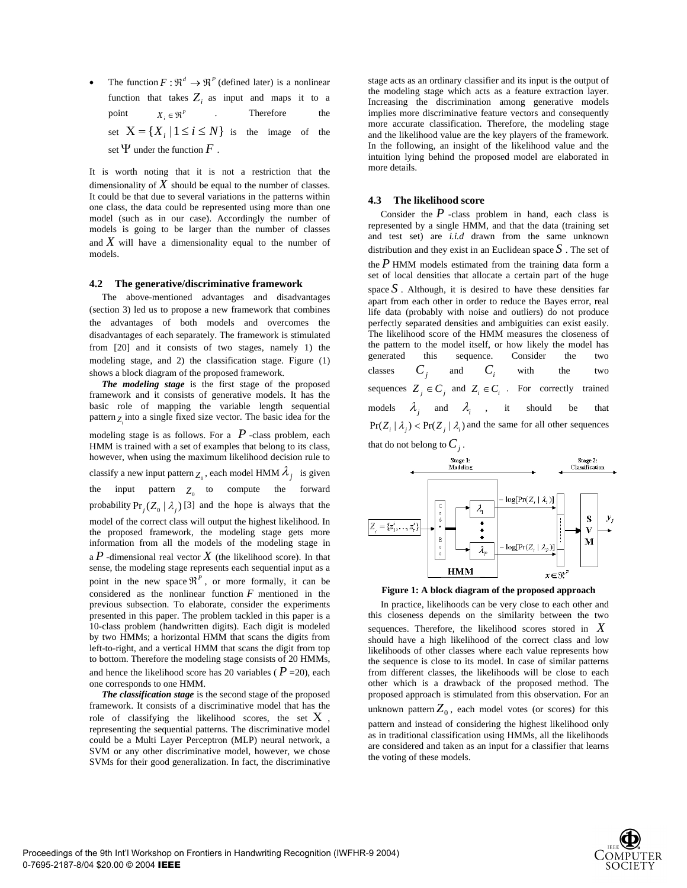- The function $F : \Re^d \rightarrow \Re^P$ (defined later) is a nonlinear function that takes $Z_i$ as input and maps it to a point $X_i \in \Re^P$. Therefore the set $\mathrm{X} = \{X_i \,|\, 1 \leq i \leq N\}$ is the image of the set $\Psi$ under the function $F$.

It is worth noting that it is not a restriction that the dimensionality of $X$ should be equal to the number of classes. It could be that due to several variations in the patterns within one class, the data could be represented using more than one model (such as in our case). Accordingly the number of models is going to be larger than the number of classes and $X$ will have a dimensionality equal to the number of models.

### 4.2 The generative/discriminative framework

The above-mentioned advantages and disadvantages (section 3) led us to propose a new framework that combines the advantages of both models and overcomes the disadvantages of each separately. The framework is stimulated from [20] and it consists of two stages, namely 1) the modeling stage, and 2) the classification stage. Figure (1) shows a block diagram of the proposed framework.

***The modeling stage*** is the first stage of the proposed framework and it consists of generative models. It has the basic role of mapping the variable length sequential pattern $Z_i$ into a single fixed size vector. The basic idea for the modeling stage is as follows. For a $P$-class problem, each HMM is trained with a set of examples that belong to its class, however, when using the maximum likelihood decision rule to classify a new input pattern $Z_0$, each model HMM $\lambda_j$ is given the input pattern $Z_0$ to compute the forward probability $\Pr_j(Z_0 \,|\, \lambda_j)$ [3] and the hope is always that the model of the correct class will output the highest likelihood. In the proposed framework, the modeling stage gets more information from all the models of the modeling stage in a $P$-dimensional real vector $X$ (the likelihood score). In that sense, the modeling stage represents each sequential input as a point in the new space $\Re^P$, or more formally, it can be considered as the nonlinear function $F$ mentioned in the previous subsection. To elaborate, consider the experiments presented in this paper. The problem tackled in this paper is a 10-class problem (handwritten digits). Each digit is modeled by two HMMs; a horizontal HMM that scans the digits from left-to-right, and a vertical HMM that scans the digit from top to bottom. Therefore the modeling stage consists of 20 HMMs, and hence the likelihood score has 20 variables ($P$ =20), each one corresponds to one HMM.

***The classification stage*** is the second stage of the proposed framework. It consists of a discriminative model that has the role of classifying the likelihood scores, the set $\mathrm{X}$, representing the sequential patterns. The discriminative model could be a Multi Layer Perceptron (MLP) neural network, a SVM or any other discriminative model, however, we chose SVMs for their good generalization. In fact, the discriminative stage acts as an ordinary classifier and its input is the output of the modeling stage which acts as a feature extraction layer. Increasing the discrimination among generative models implies more discriminative feature vectors and consequently more accurate classification. Therefore, the modeling stage and the likelihood value are the key players of the framework. In the following, an insight of the likelihood value and the intuition lying behind the proposed model are elaborated in more details.

### 4.3 The likelihood score

Consider the $P$-class problem in hand, each class is represented by a single HMM, and that the data (training set and test set) are *i.i.d* drawn from the same unknown distribution and they exist in an Euclidean space $S$. The set of the $P$ HMM models estimated from the training data form a set of local densities that allocate a certain part of the huge space $S$. Although, it is desired to have these densities far apart from each other in order to reduce the Bayes error, real life data (probably with noise and outliers) do not produce perfectly separated densities and ambiguities can exist easily. The likelihood score of the HMM measures the closeness of the pattern to the model itself, or how likely the model has generated this sequence. Consider the two classes $C_j$ and $C_i$ with the two sequences $Z_j \in C_j$ and $Z_i \in C_i$. For correctly trained models $\lambda_j$ and $\lambda_i$, it should be that $\Pr(Z_i \,|\, \lambda_j) < \Pr(Z_j \,|\, \lambda_i)$ and the same for all other sequences that do not belong to $C_j$.

Stage 1: Modeling

Stage 2: Classification

$Z_t = \{z_1^t, \ldots, z_T^t\}$

Code Boo

$\lambda_1$

$\lambda_P$

$-\log[\Pr(Z_t \,|\, \lambda_1)]$

$-\log[\Pr(Z_t \,|\, \lambda_P)]$

HMM

$x \in \Re^P$

S V M

$y_t$

**Figure 1: A block diagram of the proposed approach**

In practice, likelihoods can be very close to each other and this closeness depends on the similarity between the two sequences. Therefore, the likelihood scores stored in $X$ should have a high likelihood of the correct class and low likelihoods of other classes where each value represents how the sequence is close to its model. In case of similar patterns from different classes, the likelihoods will be close to each other which is a drawback of the proposed method. The proposed approach is stimulated from this observation. For an unknown pattern $Z_0$, each model votes (or scores) for this pattern and instead of considering the highest likelihood only as in traditional classification using HMMs, all the likelihoods are considered and taken as an input for a classifier that learns the voting of these models.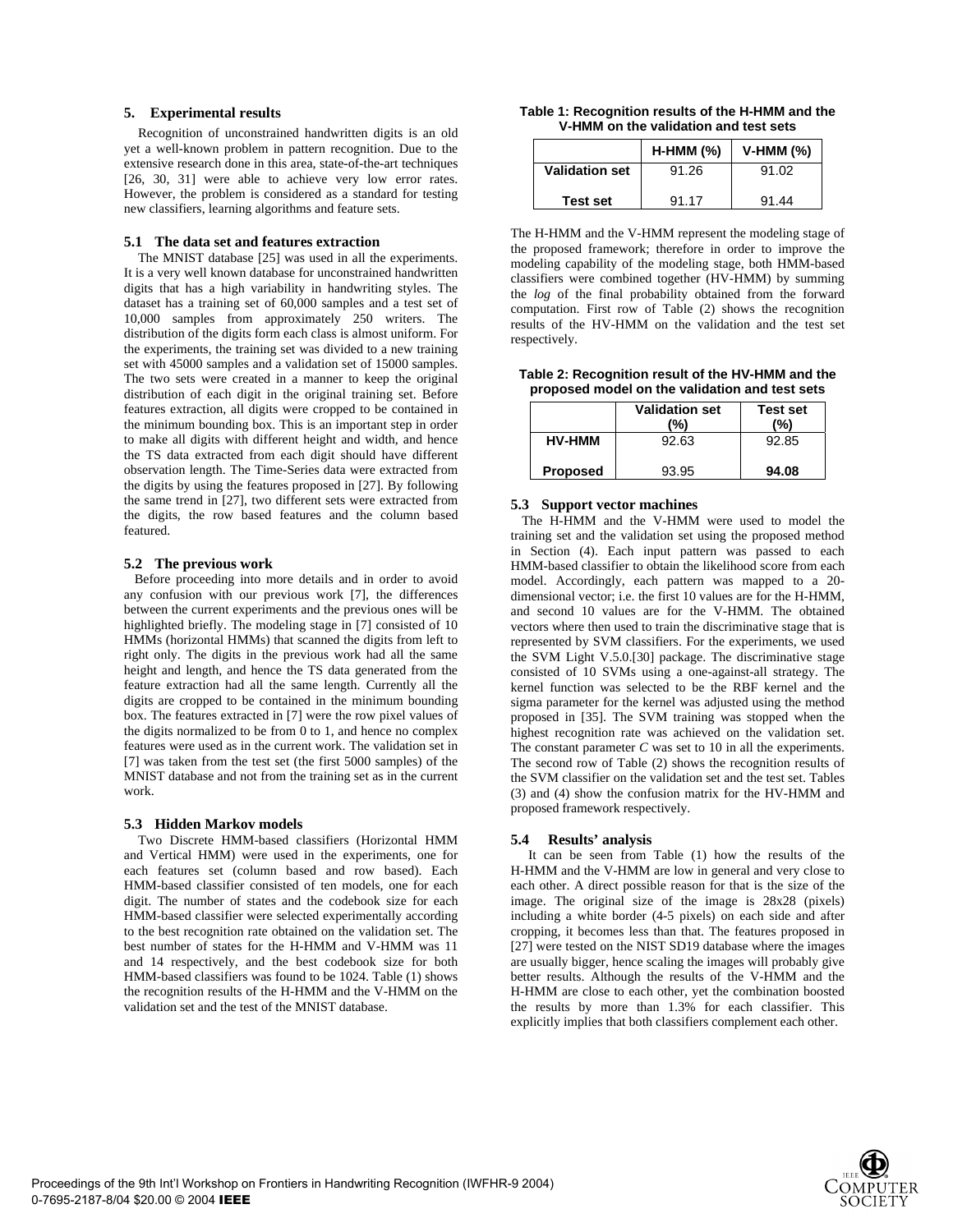## 5. Experimental results

Recognition of unconstrained handwritten digits is an old yet a well-known problem in pattern recognition. Due to the extensive research done in this area, state-of-the-art techniques [26, 30, 31] were able to achieve very low error rates. However, the problem is considered as a standard for testing new classifiers, learning algorithms and feature sets.

### 5.1 The data set and features extraction

The MNIST database [25] was used in all the experiments. It is a very well known database for unconstrained handwritten digits that has a high variability in handwriting styles. The dataset has a training set of 60,000 samples and a test set of 10,000 samples from approximately 250 writers. The distribution of the digits form each class is almost uniform. For the experiments, the training set was divided to a new training set with 45000 samples and a validation set of 15000 samples. The two sets were created in a manner to keep the original distribution of each digit in the original training set. Before features extraction, all digits were cropped to be contained in the minimum bounding box. This is an important step in order to make all digits with different height and width, and hence the TS data extracted from each digit should have different observation length. The Time-Series data were extracted from the digits by using the features proposed in [27]. By following the same trend in [27], two different sets were extracted from the digits, the row based features and the column based featured.

### 5.2 The previous work

Before proceeding into more details and in order to avoid any confusion with our previous work [7], the differences between the current experiments and the previous ones will be highlighted briefly. The modeling stage in [7] consisted of 10 HMMs (horizontal HMMs) that scanned the digits from left to right only. The digits in the previous work had all the same height and length, and hence the TS data generated from the feature extraction had all the same length. Currently all the digits are cropped to be contained in the minimum bounding box. The features extracted in [7] were the row pixel values of the digits normalized to be from 0 to 1, and hence no complex features were used as in the current work. The validation set in [7] was taken from the test set (the first 5000 samples) of the MNIST database and not from the training set as in the current work.

### 5.3 Hidden Markov models

Two Discrete HMM-based classifiers (Horizontal HMM and Vertical HMM) were used in the experiments, one for each features set (column based and row based). Each HMM-based classifier consisted of ten models, one for each digit. The number of states and the codebook size for each HMM-based classifier were selected experimentally according to the best recognition rate obtained on the validation set. The best number of states for the H-HMM and V-HMM was 11 and 14 respectively, and the best codebook size for both HMM-based classifiers was found to be 1024. Table (1) shows the recognition results of the H-HMM and the V-HMM on the validation set and the test of the MNIST database.

**Table 1: Recognition results of the H-HMM and the V-HMM on the validation and test sets**

| | H-HMM (%) | V-HMM (%) |
|---|---|---|
| **Validation set** | 91.26 | 91.02 |
| **Test set** | 91.17 | 91.44 |

The H-HMM and the V-HMM represent the modeling stage of the proposed framework; therefore in order to improve the modeling capability of the modeling stage, both HMM-based classifiers were combined together (HV-HMM) by summing the *log* of the final probability obtained from the forward computation. First row of Table (2) shows the recognition results of the HV-HMM on the validation and the test set respectively.

**Table 2: Recognition result of the HV-HMM and the proposed model on the validation and test sets**

| | Validation set (%) | Test set (%) |
|---|---|---|
| **HV-HMM** | 92.63 | 92.85 |
| **Proposed** | 93.95 | **94.08** |

### 5.3 Support vector machines

The H-HMM and the V-HMM were used to model the training set and the validation set using the proposed method in Section (4). Each input pattern was passed to each HMM-based classifier to obtain the likelihood score from each model. Accordingly, each pattern was mapped to a 20-dimensional vector; i.e. the first 10 values are for the H-HMM, and second 10 values are for the V-HMM. The obtained vectors where then used to train the discriminative stage that is represented by SVM classifiers. For the experiments, we used the SVM Light V.5.0.[30] package. The discriminative stage consisted of 10 SVMs using a one-against-all strategy. The kernel function was selected to be the RBF kernel and the sigma parameter for the kernel was adjusted using the method proposed in [35]. The SVM training was stopped when the highest recognition rate was achieved on the validation set. The constant parameter *C* was set to 10 in all the experiments. The second row of Table (2) shows the recognition results of the SVM classifier on the validation set and the test set. Tables (3) and (4) show the confusion matrix for the HV-HMM and proposed framework respectively.

### 5.4 Results' analysis

It can be seen from Table (1) how the results of the H-HMM and the V-HMM are low in general and very close to each other. A direct possible reason for that is the size of the image. The original size of the image is 28x28 (pixels) including a white border (4-5 pixels) on each side and after cropping, it becomes less than that. The features proposed in [27] were tested on the NIST SD19 database where the images are usually bigger, hence scaling the images will probably give better results. Although the results of the V-HMM and the H-HMM are close to each other, yet the combination boosted the results by more than 1.3% for each classifier. This explicitly implies that both classifiers complement each other.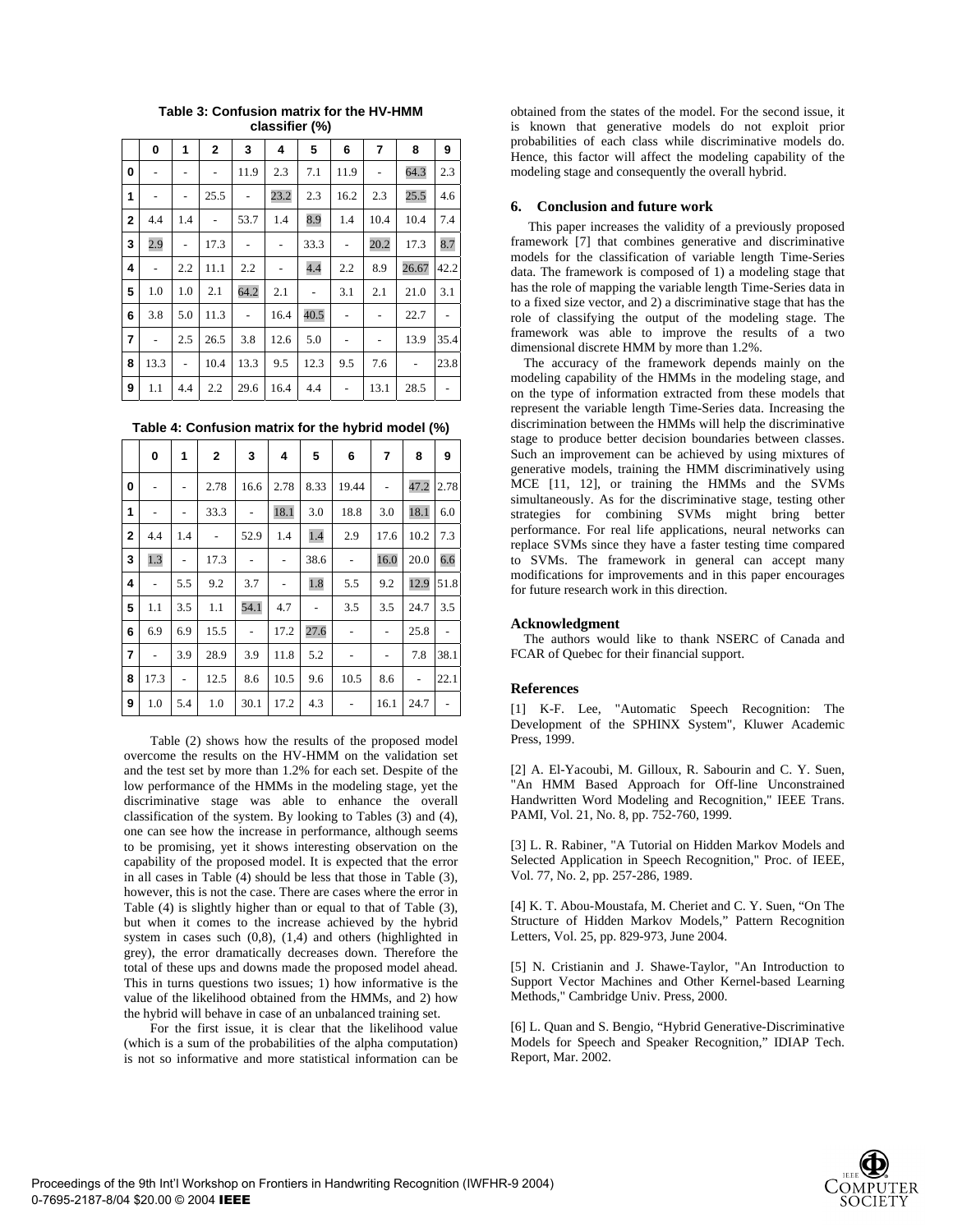**Table 3: Confusion matrix for the HV-HMM classifier (%)**

| | 0 | 1 | 2 | 3 | 4 | 5 | 6 | 7 | 8 | 9 |
|---|---|---|---|---|---|---|---|---|---|---|
| **0** | - | - | - | 11.9 | 2.3 | 7.1 | 11.9 | - | 64.3 | 2.3 |
| **1** | - | - | 25.5 | - | 23.2 | 2.3 | 16.2 | 2.3 | 25.5 | 4.6 |
| **2** | 4.4 | 1.4 | - | 53.7 | 1.4 | 8.9 | 1.4 | 10.4 | 10.4 | 7.4 |
| **3** | 2.9 | - | 17.3 | - | - | 33.3 | - | 20.2 | 17.3 | 8.7 |
| **4** | - | 2.2 | 11.1 | 2.2 | - | 4.4 | 2.2 | 8.9 | 26.67 | 42.2 |
| **5** | 1.0 | 1.0 | 2.1 | 64.2 | 2.1 | - | 3.1 | 2.1 | 21.0 | 3.1 |
| **6** | 3.8 | 5.0 | 11.3 | - | 16.4 | 40.5 | - | - | 22.7 | - |
| **7** | - | 2.5 | 26.5 | 3.8 | 12.6 | 5.0 | - | - | 13.9 | 35.4 |
| **8** | 13.3 | - | 10.4 | 13.3 | 9.5 | 12.3 | 9.5 | 7.6 | - | 23.8 |
| **9** | 1.1 | 4.4 | 2.2 | 29.6 | 16.4 | 4.4 | - | 13.1 | 28.5 | - |

**Table 4: Confusion matrix for the hybrid model (%)**

| | 0 | 1 | 2 | 3 | 4 | 5 | 6 | 7 | 8 | 9 |
|---|---|---|---|---|---|---|---|---|---|---|
| **0** | - | - | 2.78 | 16.6 | 2.78 | 8.33 | 19.44 | - | 47.2 | 2.78 |
| **1** | - | - | 33.3 | - | 18.1 | 3.0 | 18.8 | 3.0 | 18.1 | 6.0 |
| **2** | 4.4 | 1.4 | - | 52.9 | 1.4 | 1.4 | 2.9 | 17.6 | 10.2 | 7.3 |
| **3** | 1.3 | - | 17.3 | - | - | 38.6 | - | 16.0 | 20.0 | 6.6 |
| **4** | - | 5.5 | 9.2 | 3.7 | - | 1.8 | 5.5 | 9.2 | 12.9 | 51.8 |
| **5** | 1.1 | 3.5 | 1.1 | 54.1 | 4.7 | - | 3.5 | 3.5 | 24.7 | 3.5 |
| **6** | 6.9 | 6.9 | 15.5 | - | 17.2 | 27.6 | - | - | 25.8 | - |
| **7** | - | 3.9 | 28.9 | 3.9 | 11.8 | 5.2 | - | - | 7.8 | 38.1 |
| **8** | 17.3 | - | 12.5 | 8.6 | 10.5 | 9.6 | 10.5 | 8.6 | - | 22.1 |
| **9** | 1.0 | 5.4 | 1.0 | 30.1 | 17.2 | 4.3 | - | 16.1 | 24.7 | - |

Table (2) shows how the results of the proposed model overcome the results on the HV-HMM on the validation set and the test set by more than 1.2% for each set. Despite of the low performance of the HMMs in the modeling stage, yet the discriminative stage was able to enhance the overall classification of the system. By looking to Tables (3) and (4), one can see how the increase in performance, although seems to be promising, yet it shows interesting observation on the capability of the proposed model. It is expected that the error in all cases in Table (4) should be less that those in Table (3), however, this is not the case. There are cases where the error in Table (4) is slightly higher than or equal to that of Table (3), but when it comes to the increase achieved by the hybrid system in cases such (0,8), (1,4) and others (highlighted in grey), the error dramatically decreases down. Therefore the total of these ups and downs made the proposed model ahead. This in turns questions two issues; 1) how informative is the value of the likelihood obtained from the HMMs, and 2) how the hybrid will behave in case of an unbalanced training set.

For the first issue, it is clear that the likelihood value (which is a sum of the probabilities of the alpha computation) is not so informative and more statistical information can be obtained from the states of the model. For the second issue, it is known that generative models do not exploit prior probabilities of each class while discriminative models do. Hence, this factor will affect the modeling capability of the modeling stage and consequently the overall hybrid.

## 6. Conclusion and future work

This paper increases the validity of a previously proposed framework [7] that combines generative and discriminative models for the classification of variable length Time-Series data. The framework is composed of 1) a modeling stage that has the role of mapping the variable length Time-Series data in to a fixed size vector, and 2) a discriminative stage that has the role of classifying the output of the modeling stage. The framework was able to improve the results of a two dimensional discrete HMM by more than 1.2%.

The accuracy of the framework depends mainly on the modeling capability of the HMMs in the modeling stage, and on the type of information extracted from these models that represent the variable length Time-Series data. Increasing the discrimination between the HMMs will help the discriminative stage to produce better decision boundaries between classes. Such an improvement can be achieved by using mixtures of generative models, training the HMM discriminatively using MCE [11, 12], or training the HMMs and the SVMs simultaneously. As for the discriminative stage, testing other strategies for combining SVMs might bring better performance. For real life applications, neural networks can replace SVMs since they have a faster testing time compared to SVMs. The framework in general can accept many modifications for improvements and in this paper encourages for future research work in this direction.

### Acknowledgment

The authors would like to thank NSERC of Canada and FCAR of Quebec for their financial support.

### References

[1] K-F. Lee, "Automatic Speech Recognition: The Development of the SPHINX System", Kluwer Academic Press, 1999.

[2] A. El-Yacoubi, M. Gilloux, R. Sabourin and C. Y. Suen, "An HMM Based Approach for Off-line Unconstrained Handwritten Word Modeling and Recognition," IEEE Trans. PAMI, Vol. 21, No. 8, pp. 752-760, 1999.

[3] L. R. Rabiner, "A Tutorial on Hidden Markov Models and Selected Application in Speech Recognition," Proc. of IEEE, Vol. 77, No. 2, pp. 257-286, 1989.

[4] K. T. Abou-Moustafa, M. Cheriet and C. Y. Suen, "On The Structure of Hidden Markov Models," Pattern Recognition Letters, Vol. 25, pp. 829-973, June 2004.

[5] N. Cristianin and J. Shawe-Taylor, "An Introduction to Support Vector Machines and Other Kernel-based Learning Methods," Cambridge Univ. Press, 2000.

[6] L. Quan and S. Bengio, "Hybrid Generative-Discriminative Models for Speech and Speaker Recognition," IDIAP Tech. Report, Mar. 2002.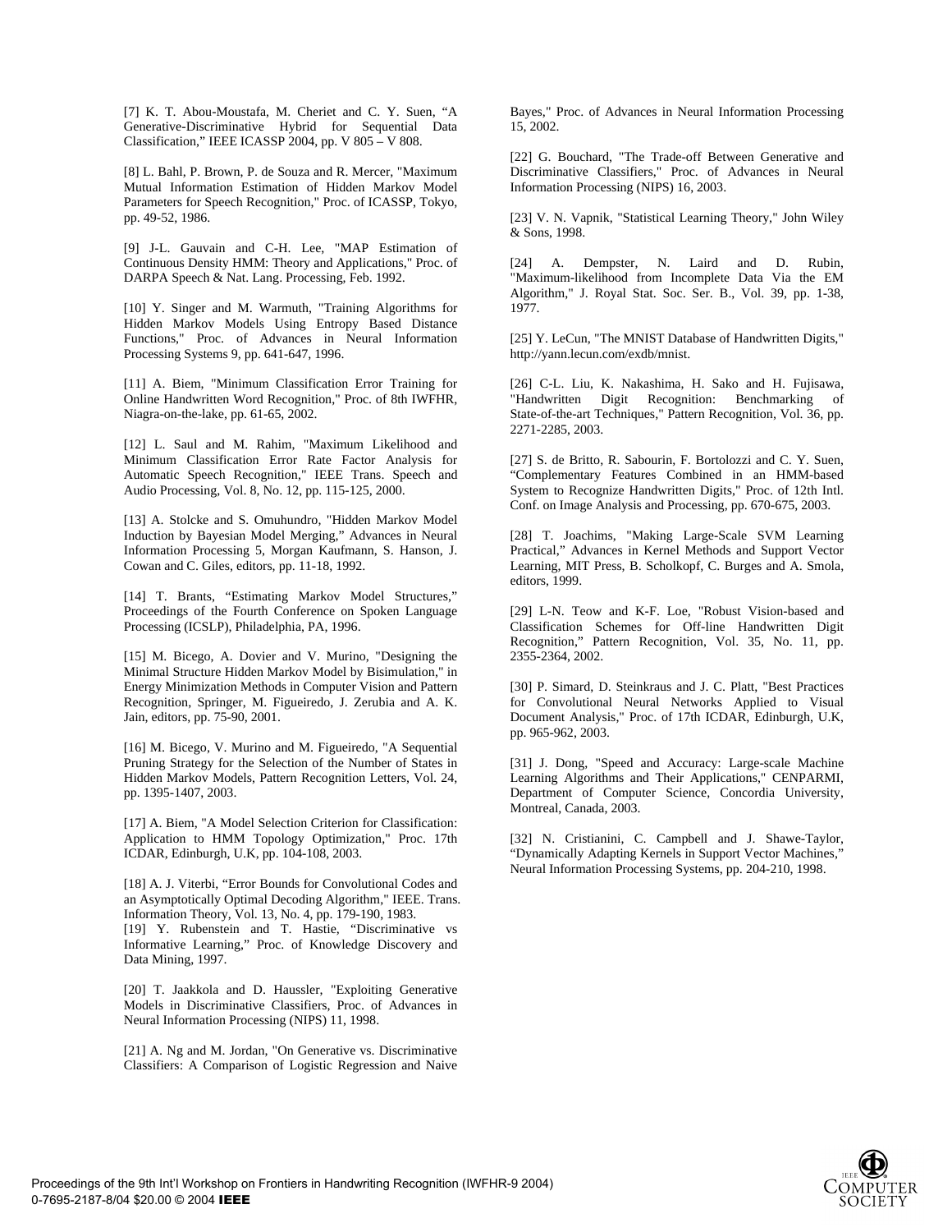[7] K. T. Abou-Moustafa, M. Cheriet and C. Y. Suen, "A Generative-Discriminative Hybrid for Sequential Data Classification," IEEE ICASSP 2004, pp. V 805 – V 808.

[8] L. Bahl, P. Brown, P. de Souza and R. Mercer, "Maximum Mutual Information Estimation of Hidden Markov Model Parameters for Speech Recognition," Proc. of ICASSP, Tokyo, pp. 49-52, 1986.

[9] J-L. Gauvain and C-H. Lee, "MAP Estimation of Continuous Density HMM: Theory and Applications," Proc. of DARPA Speech & Nat. Lang. Processing, Feb. 1992.

[10] Y. Singer and M. Warmuth, "Training Algorithms for Hidden Markov Models Using Entropy Based Distance Functions," Proc. of Advances in Neural Information Processing Systems 9, pp. 641-647, 1996.

[11] A. Biem, "Minimum Classification Error Training for Online Handwritten Word Recognition," Proc. of 8th IWFHR, Niagra-on-the-lake, pp. 61-65, 2002.

[12] L. Saul and M. Rahim, "Maximum Likelihood and Minimum Classification Error Rate Factor Analysis for Automatic Speech Recognition," IEEE Trans. Speech and Audio Processing, Vol. 8, No. 12, pp. 115-125, 2000.

[13] A. Stolcke and S. Omuhundro, "Hidden Markov Model Induction by Bayesian Model Merging," Advances in Neural Information Processing 5, Morgan Kaufmann, S. Hanson, J. Cowan and C. Giles, editors, pp. 11-18, 1992.

[14] T. Brants, "Estimating Markov Model Structures," Proceedings of the Fourth Conference on Spoken Language Processing (ICSLP), Philadelphia, PA, 1996.

[15] M. Bicego, A. Dovier and V. Murino, "Designing the Minimal Structure Hidden Markov Model by Bisimulation," in Energy Minimization Methods in Computer Vision and Pattern Recognition, Springer, M. Figueiredo, J. Zerubia and A. K. Jain, editors, pp. 75-90, 2001.

[16] M. Bicego, V. Murino and M. Figueiredo, "A Sequential Pruning Strategy for the Selection of the Number of States in Hidden Markov Models, Pattern Recognition Letters, Vol. 24, pp. 1395-1407, 2003.

[17] A. Biem, "A Model Selection Criterion for Classification: Application to HMM Topology Optimization," Proc. 17th ICDAR, Edinburgh, U.K, pp. 104-108, 2003.

[18] A. J. Viterbi, "Error Bounds for Convolutional Codes and an Asymptotically Optimal Decoding Algorithm," IEEE. Trans. Information Theory, Vol. 13, No. 4, pp. 179-190, 1983.

[19] Y. Rubenstein and T. Hastie, "Discriminative vs Informative Learning," Proc. of Knowledge Discovery and Data Mining, 1997.

[20] T. Jaakkola and D. Haussler, "Exploiting Generative Models in Discriminative Classifiers, Proc. of Advances in Neural Information Processing (NIPS) 11, 1998.

[21] A. Ng and M. Jordan, "On Generative vs. Discriminative Classifiers: A Comparison of Logistic Regression and Naive Bayes," Proc. of Advances in Neural Information Processing 15, 2002.

[22] G. Bouchard, "The Trade-off Between Generative and Discriminative Classifiers," Proc. of Advances in Neural Information Processing (NIPS) 16, 2003.

[23] V. N. Vapnik, "Statistical Learning Theory," John Wiley & Sons, 1998.

[24] A. Dempster, N. Laird and D. Rubin, "Maximum-likelihood from Incomplete Data Via the EM Algorithm," J. Royal Stat. Soc. Ser. B., Vol. 39, pp. 1-38, 1977.

[25] Y. LeCun, "The MNIST Database of Handwritten Digits," http://yann.lecun.com/exdb/mnist.

[26] C-L. Liu, K. Nakashima, H. Sako and H. Fujisawa, "Handwritten Digit Recognition: Benchmarking of State-of-the-art Techniques," Pattern Recognition, Vol. 36, pp. 2271-2285, 2003.

[27] S. de Britto, R. Sabourin, F. Bortolozzi and C. Y. Suen, "Complementary Features Combined in an HMM-based System to Recognize Handwritten Digits," Proc. of 12th Intl. Conf. on Image Analysis and Processing, pp. 670-675, 2003.

[28] T. Joachims, "Making Large-Scale SVM Learning Practical," Advances in Kernel Methods and Support Vector Learning, MIT Press, B. Scholkopf, C. Burges and A. Smola, editors, 1999.

[29] L-N. Teow and K-F. Loe, "Robust Vision-based and Classification Schemes for Off-line Handwritten Digit Recognition," Pattern Recognition, Vol. 35, No. 11, pp. 2355-2364, 2002.

[30] P. Simard, D. Steinkraus and J. C. Platt, "Best Practices for Convolutional Neural Networks Applied to Visual Document Analysis," Proc. of 17th ICDAR, Edinburgh, U.K, pp. 965-962, 2003.

[31] J. Dong, "Speed and Accuracy: Large-scale Machine Learning Algorithms and Their Applications," CENPARMI, Department of Computer Science, Concordia University, Montreal, Canada, 2003.

[32] N. Cristianini, C. Campbell and J. Shawe-Taylor, "Dynamically Adapting Kernels in Support Vector Machines," Neural Information Processing Systems, pp. 204-210, 1998.